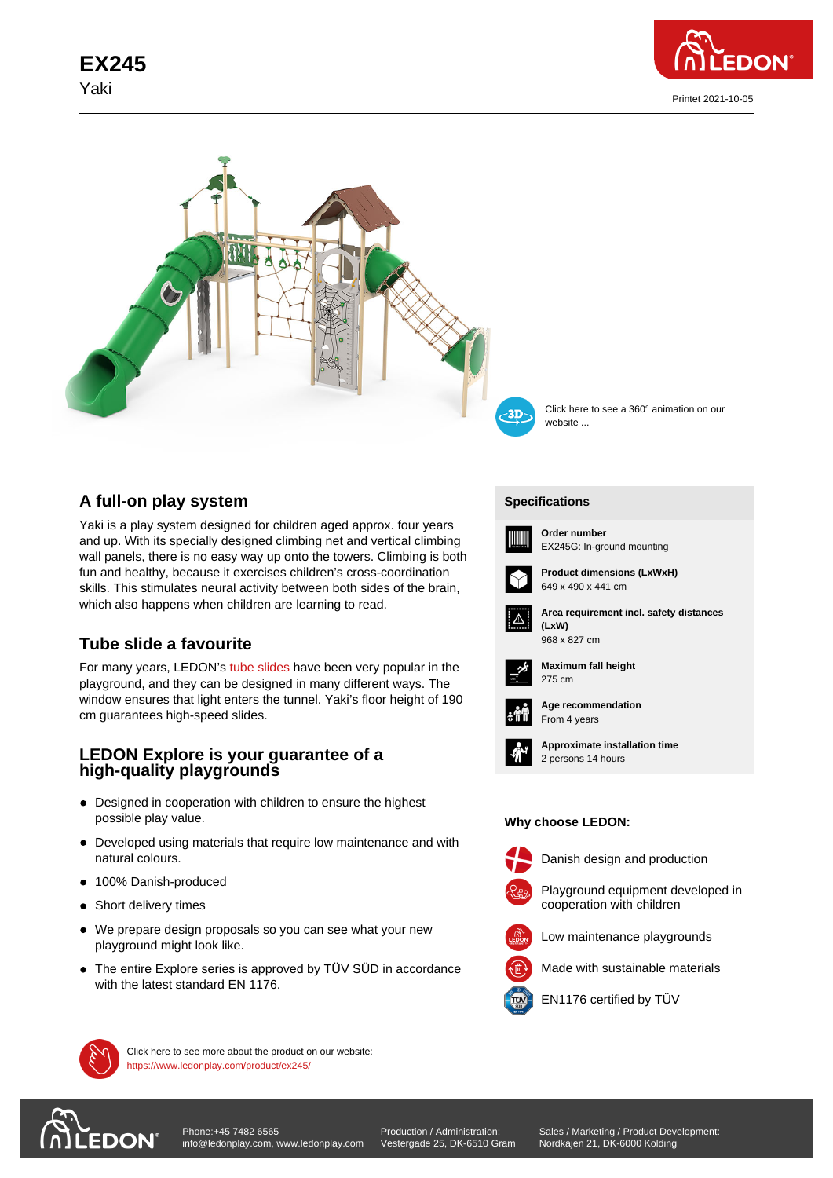# EX245

Yaki

Printet 2021-10-05

Click here to see a 360° animation on our website ...

## A full-on play system

Yaki is a play system designed for children aged approx. four years and up. With its specially designed climbing net and vertical climbing wall panels, there is no easy way up onto the towers. Climbing is both fun and healthy, because it exercises children's cross-coordination skills. This stimulates neural activity between both sides of the brain, which also happens when children are learning to read.

## Tube slide a favourite

For many years, LEDON's tube slides have been very popular in the playground, and they can be designed in many different ways. The window ensures that light enters the tunnel. Yaki's floor height of 190 cm guarantees high-speed slides.

## LEDON Explore is your guarantee of a high-quality playgrounds

- Designed in cooperation with children to ensure the highest possible play value.
- Developed using materials that require low maintenance and with natural colours.
- 100% Danish-produced
- Short delivery times
- We prepare design proposals so you can see what your new playground might look like.
- The entire Explore series is approved by TÜV SÜD in accordance with the latest standard EN 1176.

### Specifications

**Order number**
EX245G: In-ground mounting

**Product dimensions (LxWxH)**
649 x 490 x 441 cm

**Area requirement incl. safety distances (LxW)**
968 x 827 cm

**Maximum fall height**
275 cm

**Age recommendation**
From 4 years

**Approximate installation time**
2 persons 14 hours

### Why choose LEDON:

- Danish design and production
- Playground equipment developed in cooperation with children
- Low maintenance playgrounds
- Made with sustainable materials
- EN1176 certified by TÜV

Click here to see more about the product on our website:
https://www.ledonplay.com/product/ex245/

Phone:+45 7482 6565
info@ledonplay.com, www.ledonplay.com

Production / Administration:
Vestergade 25, DK-6510 Gram

Sales / Marketing / Product Development:
Nordkajen 21, DK-6000 Kolding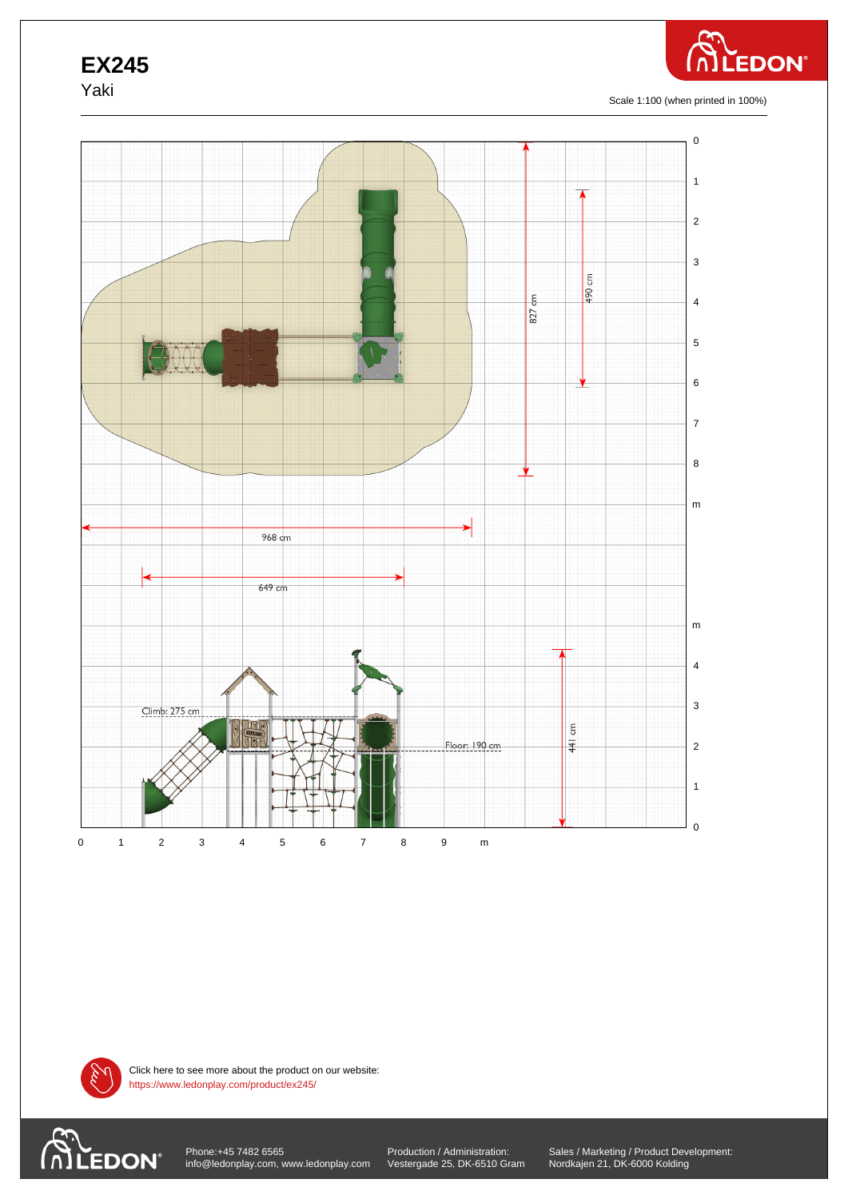# EX245

Yaki

Scale 1:100 (when printed in 100%)

0
1
2
3
4
5
6
7
8
m

827 cm
490 cm
968 cm
649 cm

m
4
3
2
1
0

Climb: 275 cm
Floor: 190 cm
441 cm

0 1 2 3 4 5 6 7 8 9 m

Click here to see more about the product on our website:
https://www.ledonplay.com/product/ex245/

Phone:+45 7482 6565
info@ledonplay.com, www.ledonplay.com

Production / Administration:
Vestergade 25, DK-6510 Gram

Sales / Marketing / Product Development:
Nordkajen 21, DK-6000 Kolding